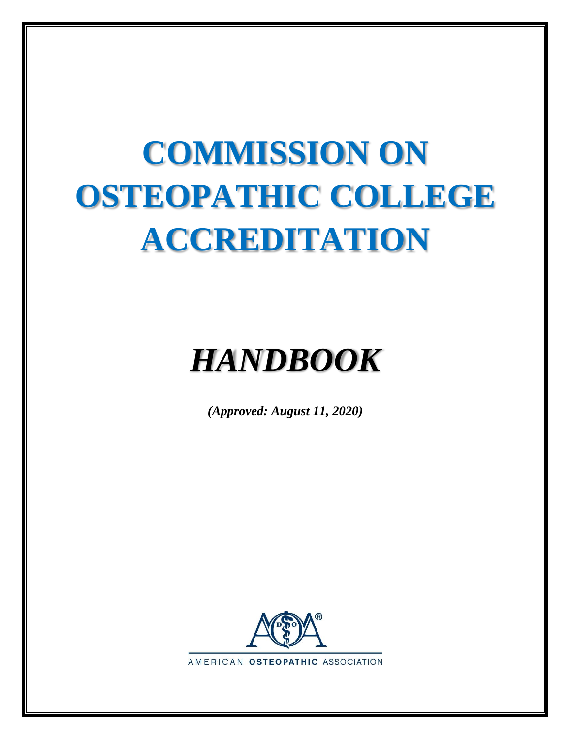# COMMISSION ON OSTEOPATHIC COLLEGE ACCREDITATION

# *HANDBOOK*

***(Approved: August 11, 2020)***

AMERICAN OSTEOPATHIC ASSOCIATION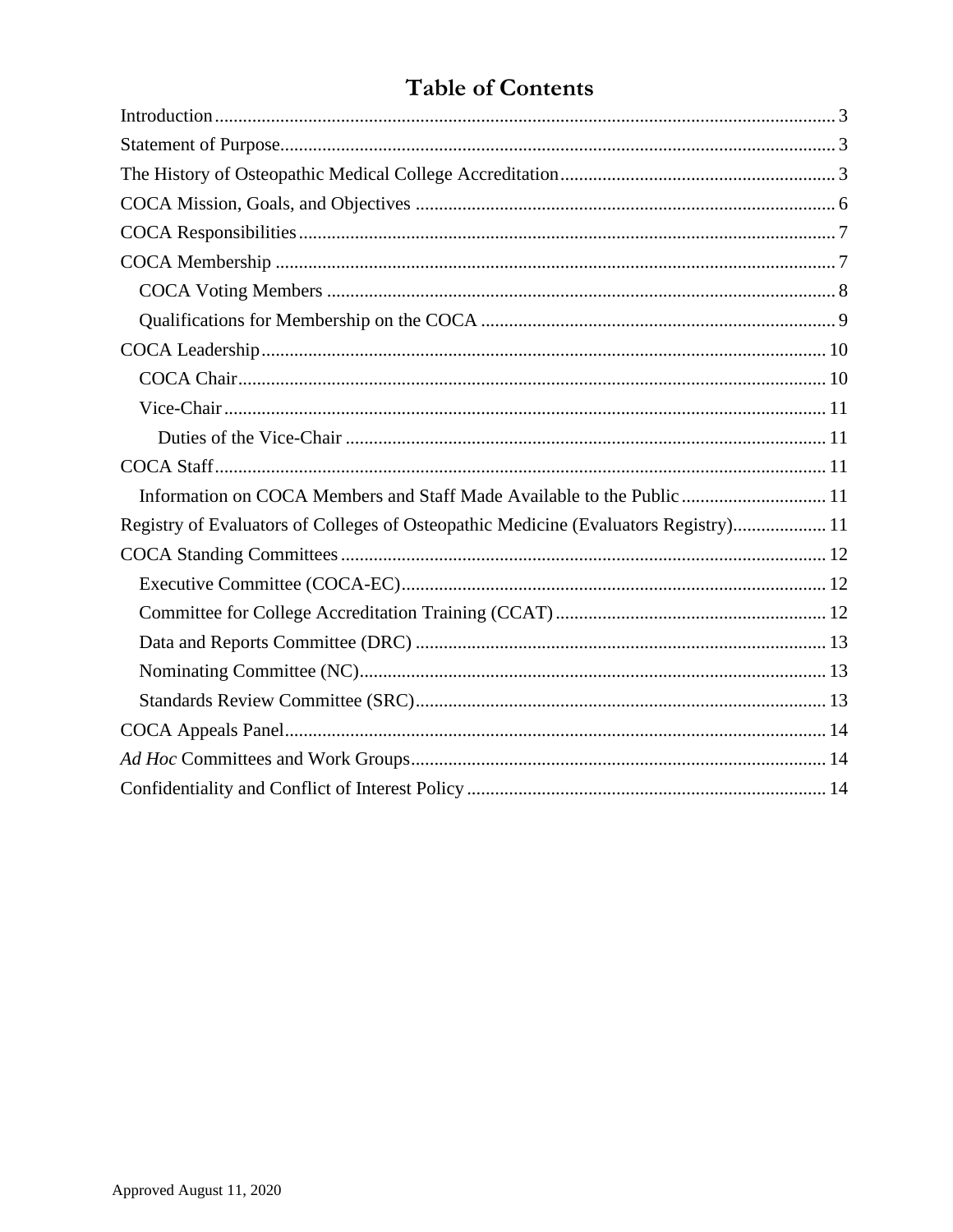# Table of Contents

Introduction ..... 3

Statement of Purpose ..... 3

The History of Osteopathic Medical College Accreditation ..... 3

COCA Mission, Goals, and Objectives ..... 6

COCA Responsibilities ..... 7

COCA Membership ..... 7

- COCA Voting Members ..... 8
- Qualifications for Membership on the COCA ..... 9

COCA Leadership ..... 10

- COCA Chair ..... 10
- Vice-Chair ..... 11
  - Duties of the Vice-Chair ..... 11

COCA Staff ..... 11

- Information on COCA Members and Staff Made Available to the Public ..... 11

Registry of Evaluators of Colleges of Osteopathic Medicine (Evaluators Registry) ..... 11

COCA Standing Committees ..... 12

- Executive Committee (COCA-EC) ..... 12
- Committee for College Accreditation Training (CCAT) ..... 12
- Data and Reports Committee (DRC) ..... 13
- Nominating Committee (NC) ..... 13
- Standards Review Committee (SRC) ..... 13

COCA Appeals Panel ..... 14

*Ad Hoc* Committees and Work Groups ..... 14

Confidentiality and Conflict of Interest Policy ..... 14

Approved August 11, 2020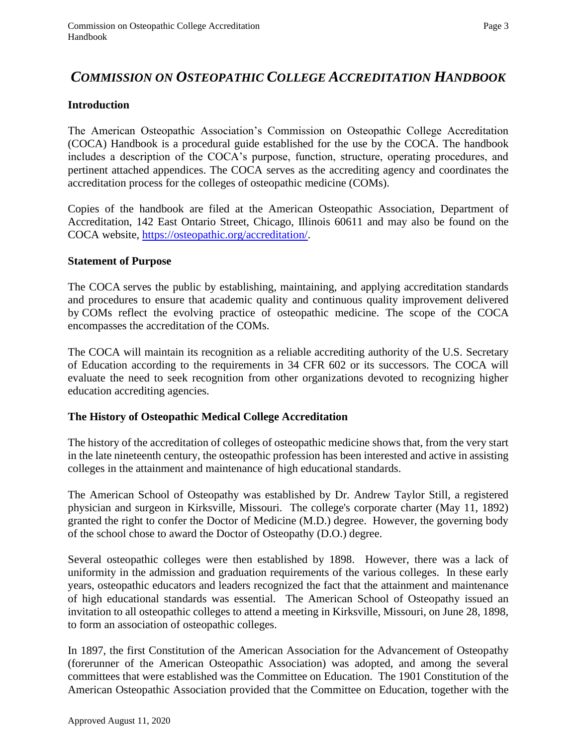# *COMMISSION ON OSTEOPATHIC COLLEGE ACCREDITATION HANDBOOK*

## Introduction

The American Osteopathic Association's Commission on Osteopathic College Accreditation (COCA) Handbook is a procedural guide established for the use by the COCA. The handbook includes a description of the COCA's purpose, function, structure, operating procedures, and pertinent attached appendices. The COCA serves as the accrediting agency and coordinates the accreditation process for the colleges of osteopathic medicine (COMs).

Copies of the handbook are filed at the American Osteopathic Association, Department of Accreditation, 142 East Ontario Street, Chicago, Illinois 60611 and may also be found on the COCA website, https://osteopathic.org/accreditation/.

## Statement of Purpose

The COCA serves the public by establishing, maintaining, and applying accreditation standards and procedures to ensure that academic quality and continuous quality improvement delivered by COMs reflect the evolving practice of osteopathic medicine. The scope of the COCA encompasses the accreditation of the COMs.

The COCA will maintain its recognition as a reliable accrediting authority of the U.S. Secretary of Education according to the requirements in 34 CFR 602 or its successors. The COCA will evaluate the need to seek recognition from other organizations devoted to recognizing higher education accrediting agencies.

## The History of Osteopathic Medical College Accreditation

The history of the accreditation of colleges of osteopathic medicine shows that, from the very start in the late nineteenth century, the osteopathic profession has been interested and active in assisting colleges in the attainment and maintenance of high educational standards.

The American School of Osteopathy was established by Dr. Andrew Taylor Still, a registered physician and surgeon in Kirksville, Missouri. The college's corporate charter (May 11, 1892) granted the right to confer the Doctor of Medicine (M.D.) degree. However, the governing body of the school chose to award the Doctor of Osteopathy (D.O.) degree.

Several osteopathic colleges were then established by 1898. However, there was a lack of uniformity in the admission and graduation requirements of the various colleges. In these early years, osteopathic educators and leaders recognized the fact that the attainment and maintenance of high educational standards was essential. The American School of Osteopathy issued an invitation to all osteopathic colleges to attend a meeting in Kirksville, Missouri, on June 28, 1898, to form an association of osteopathic colleges.

In 1897, the first Constitution of the American Association for the Advancement of Osteopathy (forerunner of the American Osteopathic Association) was adopted, and among the several committees that were established was the Committee on Education. The 1901 Constitution of the American Osteopathic Association provided that the Committee on Education, together with the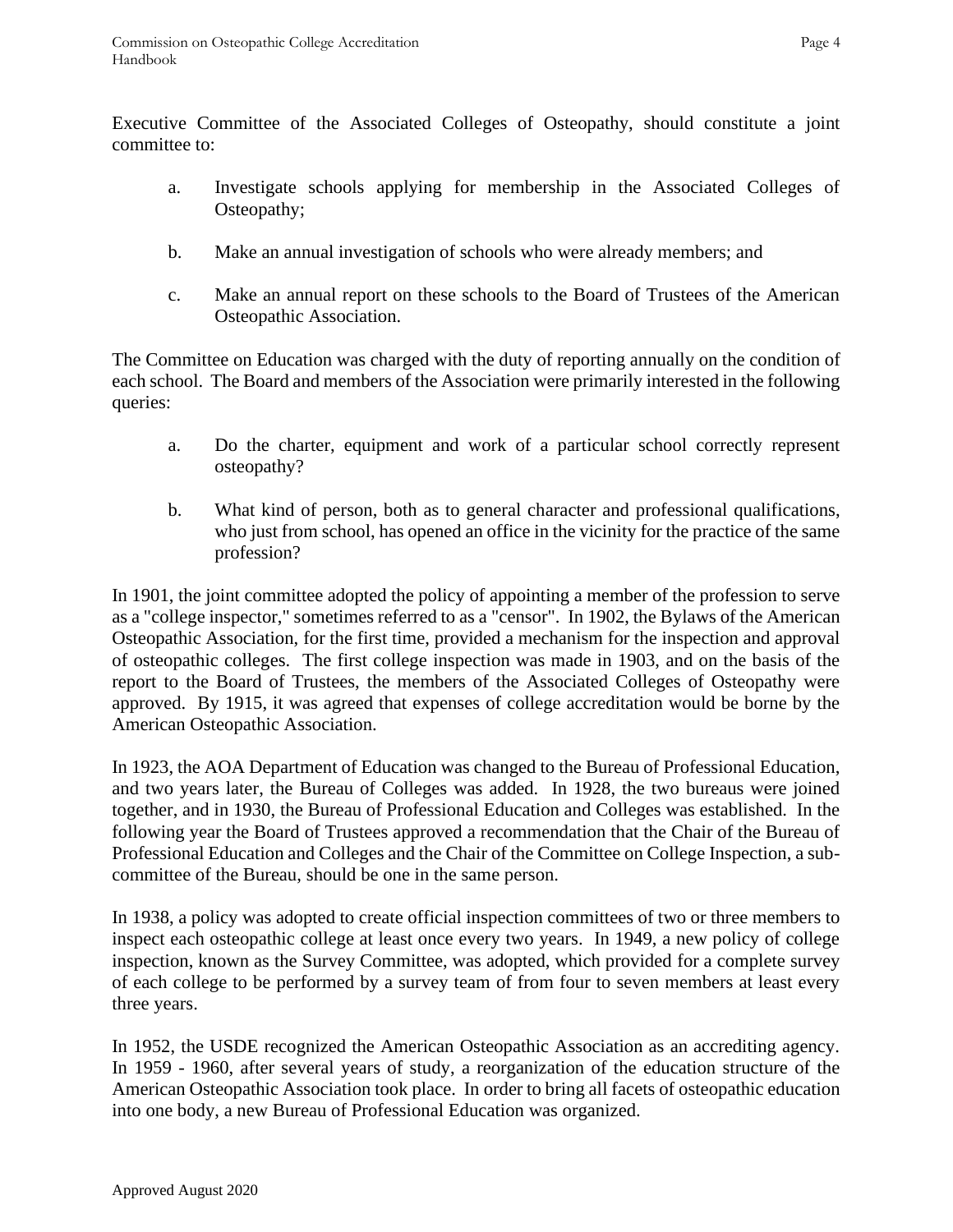Executive Committee of the Associated Colleges of Osteopathy, should constitute a joint committee to:

a. Investigate schools applying for membership in the Associated Colleges of Osteopathy;

b. Make an annual investigation of schools who were already members; and

c. Make an annual report on these schools to the Board of Trustees of the American Osteopathic Association.

The Committee on Education was charged with the duty of reporting annually on the condition of each school. The Board and members of the Association were primarily interested in the following queries:

a. Do the charter, equipment and work of a particular school correctly represent osteopathy?

b. What kind of person, both as to general character and professional qualifications, who just from school, has opened an office in the vicinity for the practice of the same profession?

In 1901, the joint committee adopted the policy of appointing a member of the profession to serve as a "college inspector," sometimes referred to as a "censor". In 1902, the Bylaws of the American Osteopathic Association, for the first time, provided a mechanism for the inspection and approval of osteopathic colleges. The first college inspection was made in 1903, and on the basis of the report to the Board of Trustees, the members of the Associated Colleges of Osteopathy were approved. By 1915, it was agreed that expenses of college accreditation would be borne by the American Osteopathic Association.

In 1923, the AOA Department of Education was changed to the Bureau of Professional Education, and two years later, the Bureau of Colleges was added. In 1928, the two bureaus were joined together, and in 1930, the Bureau of Professional Education and Colleges was established. In the following year the Board of Trustees approved a recommendation that the Chair of the Bureau of Professional Education and Colleges and the Chair of the Committee on College Inspection, a sub-committee of the Bureau, should be one in the same person.

In 1938, a policy was adopted to create official inspection committees of two or three members to inspect each osteopathic college at least once every two years. In 1949, a new policy of college inspection, known as the Survey Committee, was adopted, which provided for a complete survey of each college to be performed by a survey team of from four to seven members at least every three years.

In 1952, the USDE recognized the American Osteopathic Association as an accrediting agency. In 1959 - 1960, after several years of study, a reorganization of the education structure of the American Osteopathic Association took place. In order to bring all facets of osteopathic education into one body, a new Bureau of Professional Education was organized.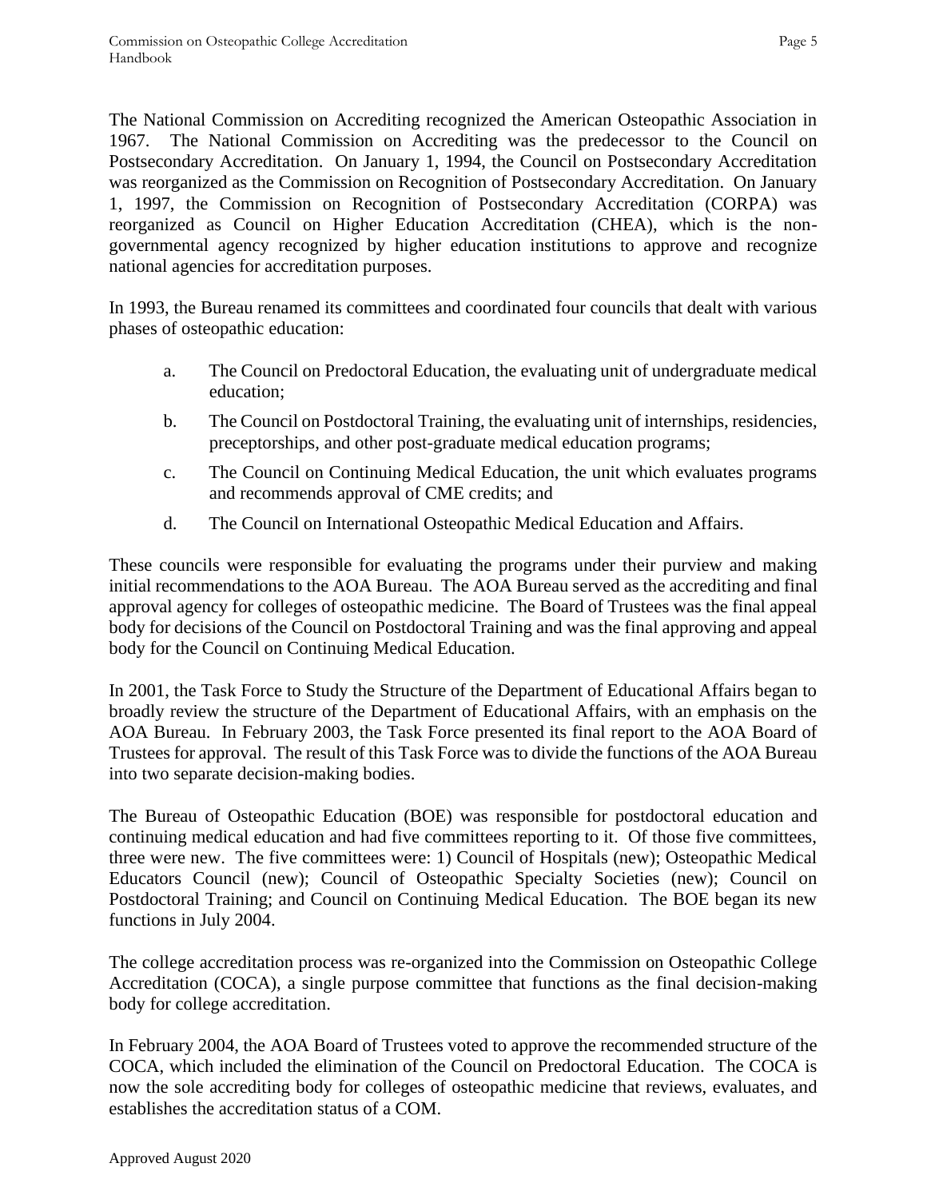The National Commission on Accrediting recognized the American Osteopathic Association in 1967. The National Commission on Accrediting was the predecessor to the Council on Postsecondary Accreditation. On January 1, 1994, the Council on Postsecondary Accreditation was reorganized as the Commission on Recognition of Postsecondary Accreditation. On January 1, 1997, the Commission on Recognition of Postsecondary Accreditation (CORPA) was reorganized as Council on Higher Education Accreditation (CHEA), which is the non-governmental agency recognized by higher education institutions to approve and recognize national agencies for accreditation purposes.

In 1993, the Bureau renamed its committees and coordinated four councils that dealt with various phases of osteopathic education:

a. The Council on Predoctoral Education, the evaluating unit of undergraduate medical education;

b. The Council on Postdoctoral Training, the evaluating unit of internships, residencies, preceptorships, and other post-graduate medical education programs;

c. The Council on Continuing Medical Education, the unit which evaluates programs and recommends approval of CME credits; and

d. The Council on International Osteopathic Medical Education and Affairs.

These councils were responsible for evaluating the programs under their purview and making initial recommendations to the AOA Bureau. The AOA Bureau served as the accrediting and final approval agency for colleges of osteopathic medicine. The Board of Trustees was the final appeal body for decisions of the Council on Postdoctoral Training and was the final approving and appeal body for the Council on Continuing Medical Education.

In 2001, the Task Force to Study the Structure of the Department of Educational Affairs began to broadly review the structure of the Department of Educational Affairs, with an emphasis on the AOA Bureau. In February 2003, the Task Force presented its final report to the AOA Board of Trustees for approval. The result of this Task Force was to divide the functions of the AOA Bureau into two separate decision-making bodies.

The Bureau of Osteopathic Education (BOE) was responsible for postdoctoral education and continuing medical education and had five committees reporting to it. Of those five committees, three were new. The five committees were: 1) Council of Hospitals (new); Osteopathic Medical Educators Council (new); Council of Osteopathic Specialty Societies (new); Council on Postdoctoral Training; and Council on Continuing Medical Education. The BOE began its new functions in July 2004.

The college accreditation process was re-organized into the Commission on Osteopathic College Accreditation (COCA), a single purpose committee that functions as the final decision-making body for college accreditation.

In February 2004, the AOA Board of Trustees voted to approve the recommended structure of the COCA, which included the elimination of the Council on Predoctoral Education. The COCA is now the sole accrediting body for colleges of osteopathic medicine that reviews, evaluates, and establishes the accreditation status of a COM.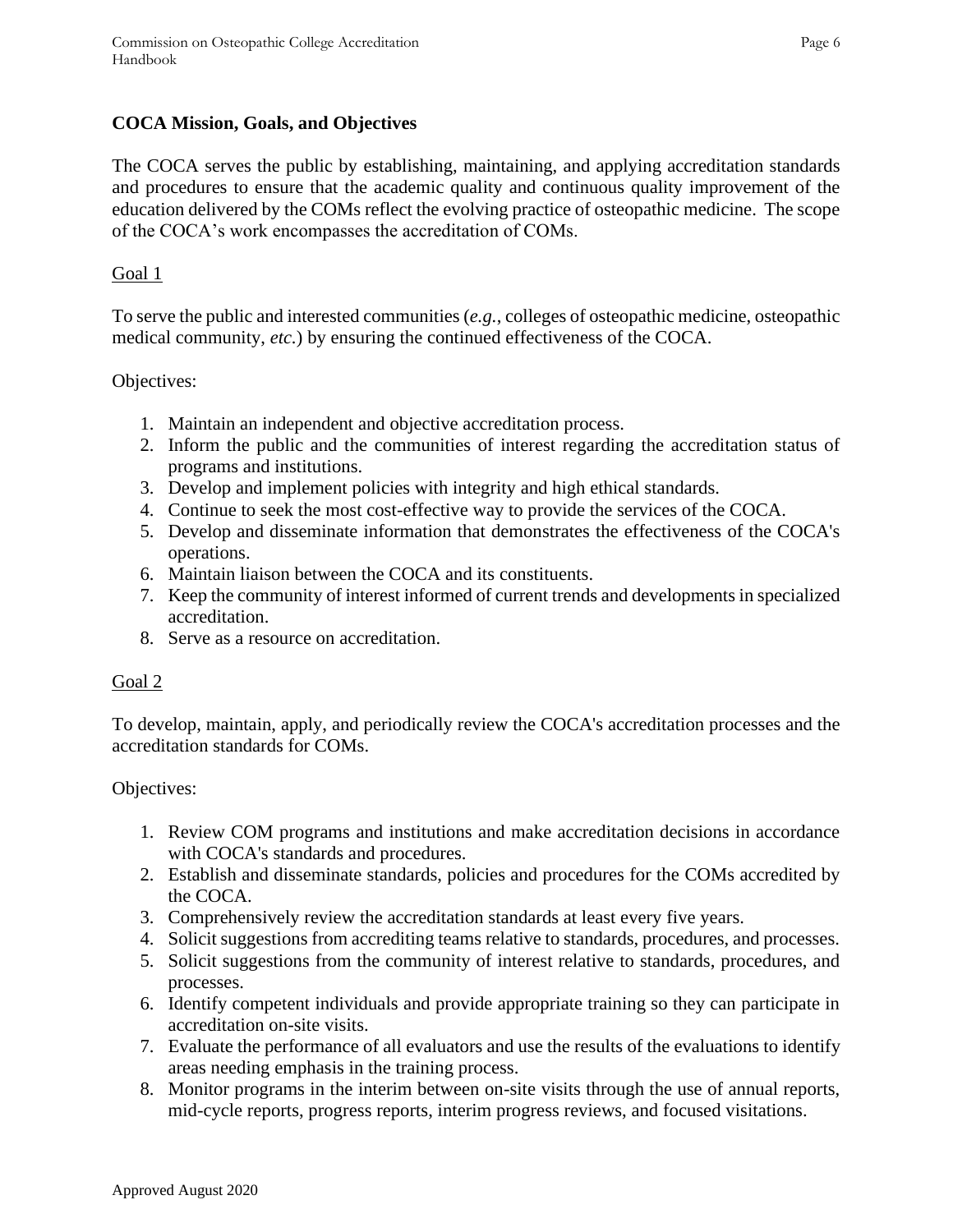## COCA Mission, Goals, and Objectives

The COCA serves the public by establishing, maintaining, and applying accreditation standards and procedures to ensure that the academic quality and continuous quality improvement of the education delivered by the COMs reflect the evolving practice of osteopathic medicine. The scope of the COCA's work encompasses the accreditation of COMs.

Goal 1

To serve the public and interested communities (*e.g.*, colleges of osteopathic medicine, osteopathic medical community, *etc.*) by ensuring the continued effectiveness of the COCA.

Objectives:

1. Maintain an independent and objective accreditation process.
2. Inform the public and the communities of interest regarding the accreditation status of programs and institutions.
3. Develop and implement policies with integrity and high ethical standards.
4. Continue to seek the most cost-effective way to provide the services of the COCA.
5. Develop and disseminate information that demonstrates the effectiveness of the COCA's operations.
6. Maintain liaison between the COCA and its constituents.
7. Keep the community of interest informed of current trends and developments in specialized accreditation.
8. Serve as a resource on accreditation.

Goal 2

To develop, maintain, apply, and periodically review the COCA's accreditation processes and the accreditation standards for COMs.

Objectives:

1. Review COM programs and institutions and make accreditation decisions in accordance with COCA's standards and procedures.
2. Establish and disseminate standards, policies and procedures for the COMs accredited by the COCA.
3. Comprehensively review the accreditation standards at least every five years.
4. Solicit suggestions from accrediting teams relative to standards, procedures, and processes.
5. Solicit suggestions from the community of interest relative to standards, procedures, and processes.
6. Identify competent individuals and provide appropriate training so they can participate in accreditation on-site visits.
7. Evaluate the performance of all evaluators and use the results of the evaluations to identify areas needing emphasis in the training process.
8. Monitor programs in the interim between on-site visits through the use of annual reports, mid-cycle reports, progress reports, interim progress reviews, and focused visitations.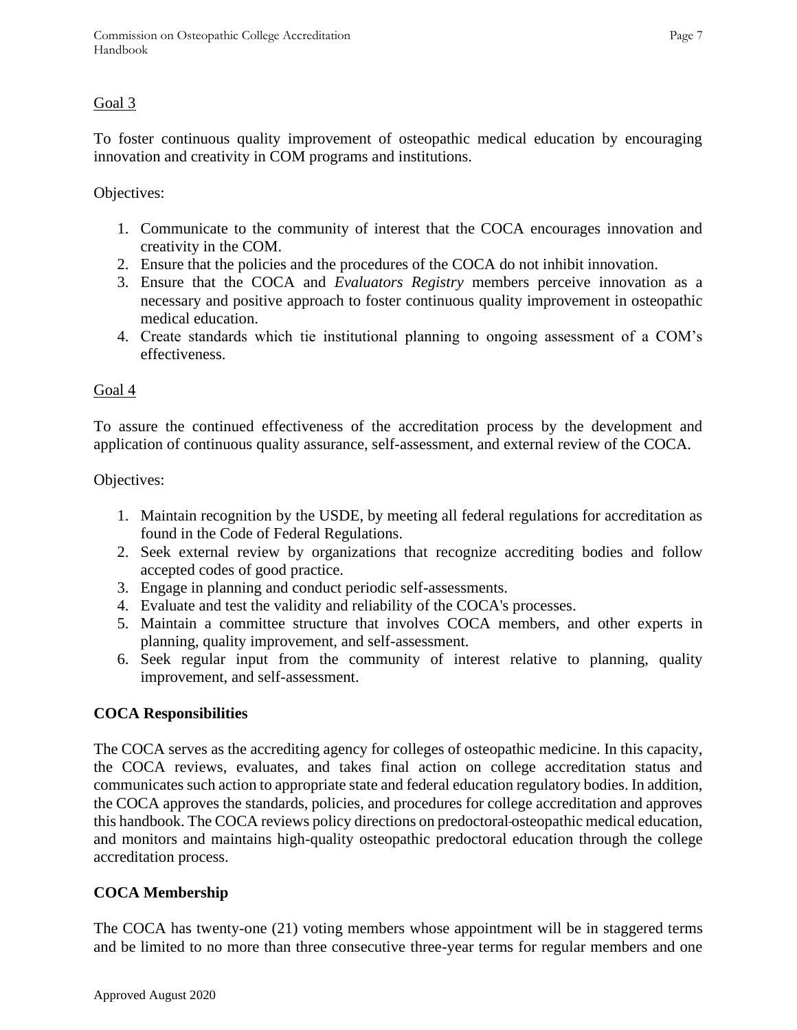Goal 3

To foster continuous quality improvement of osteopathic medical education by encouraging innovation and creativity in COM programs and institutions.

Objectives:

1. Communicate to the community of interest that the COCA encourages innovation and creativity in the COM.
2. Ensure that the policies and the procedures of the COCA do not inhibit innovation.
3. Ensure that the COCA and *Evaluators Registry* members perceive innovation as a necessary and positive approach to foster continuous quality improvement in osteopathic medical education.
4. Create standards which tie institutional planning to ongoing assessment of a COM's effectiveness.

Goal 4

To assure the continued effectiveness of the accreditation process by the development and application of continuous quality assurance, self-assessment, and external review of the COCA.

Objectives:

1. Maintain recognition by the USDE, by meeting all federal regulations for accreditation as found in the Code of Federal Regulations.
2. Seek external review by organizations that recognize accrediting bodies and follow accepted codes of good practice.
3. Engage in planning and conduct periodic self-assessments.
4. Evaluate and test the validity and reliability of the COCA's processes.
5. Maintain a committee structure that involves COCA members, and other experts in planning, quality improvement, and self-assessment.
6. Seek regular input from the community of interest relative to planning, quality improvement, and self-assessment.

**COCA Responsibilities**

The COCA serves as the accrediting agency for colleges of osteopathic medicine. In this capacity, the COCA reviews, evaluates, and takes final action on college accreditation status and communicates such action to appropriate state and federal education regulatory bodies. In addition, the COCA approves the standards, policies, and procedures for college accreditation and approves this handbook. The COCA reviews policy directions on predoctoral osteopathic medical education, and monitors and maintains high-quality osteopathic predoctoral education through the college accreditation process.

**COCA Membership**

The COCA has twenty-one (21) voting members whose appointment will be in staggered terms and be limited to no more than three consecutive three-year terms for regular members and one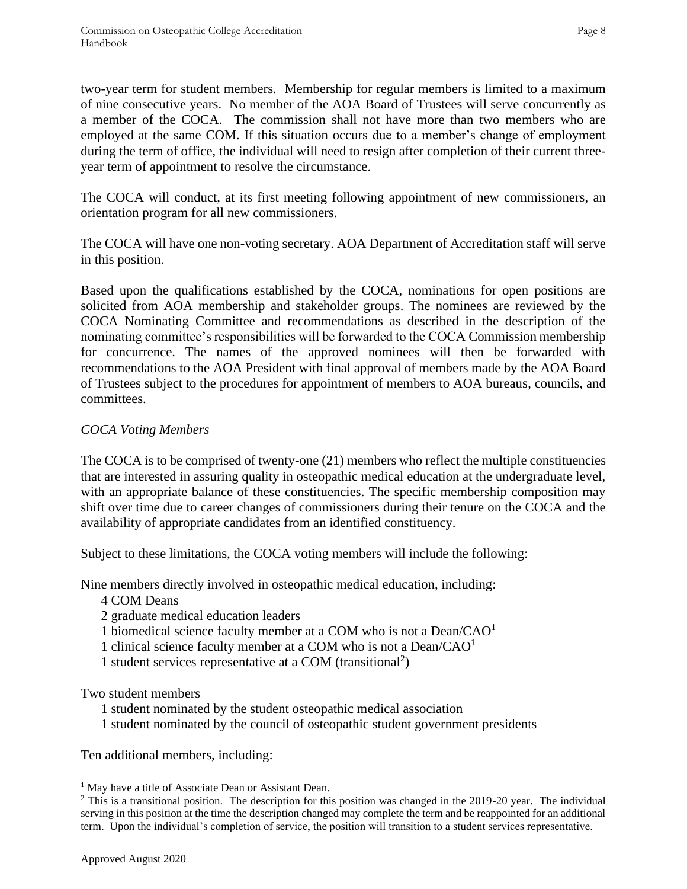two-year term for student members. Membership for regular members is limited to a maximum of nine consecutive years. No member of the AOA Board of Trustees will serve concurrently as a member of the COCA. The commission shall not have more than two members who are employed at the same COM. If this situation occurs due to a member's change of employment during the term of office, the individual will need to resign after completion of their current three-year term of appointment to resolve the circumstance.

The COCA will conduct, at its first meeting following appointment of new commissioners, an orientation program for all new commissioners.

The COCA will have one non-voting secretary. AOA Department of Accreditation staff will serve in this position.

Based upon the qualifications established by the COCA, nominations for open positions are solicited from AOA membership and stakeholder groups. The nominees are reviewed by the COCA Nominating Committee and recommendations as described in the description of the nominating committee's responsibilities will be forwarded to the COCA Commission membership for concurrence. The names of the approved nominees will then be forwarded with recommendations to the AOA President with final approval of members made by the AOA Board of Trustees subject to the procedures for appointment of members to AOA bureaus, councils, and committees.

*COCA Voting Members*

The COCA is to be comprised of twenty-one (21) members who reflect the multiple constituencies that are interested in assuring quality in osteopathic medical education at the undergraduate level, with an appropriate balance of these constituencies. The specific membership composition may shift over time due to career changes of commissioners during their tenure on the COCA and the availability of appropriate candidates from an identified constituency.

Subject to these limitations, the COCA voting members will include the following:

Nine members directly involved in osteopathic medical education, including:

- 4 COM Deans
- 2 graduate medical education leaders
- 1 biomedical science faculty member at a COM who is not a Dean/CAO[1]
- 1 clinical science faculty member at a COM who is not a Dean/CAO[1]
- 1 student services representative at a COM (transitional[2])

Two student members

- 1 student nominated by the student osteopathic medical association
- 1 student nominated by the council of osteopathic student government presidents

Ten additional members, including:

---

[1] May have a title of Associate Dean or Assistant Dean.

[2] This is a transitional position. The description for this position was changed in the 2019-20 year. The individual serving in this position at the time the description changed may complete the term and be reappointed for an additional term. Upon the individual's completion of service, the position will transition to a student services representative.

Approved August 2020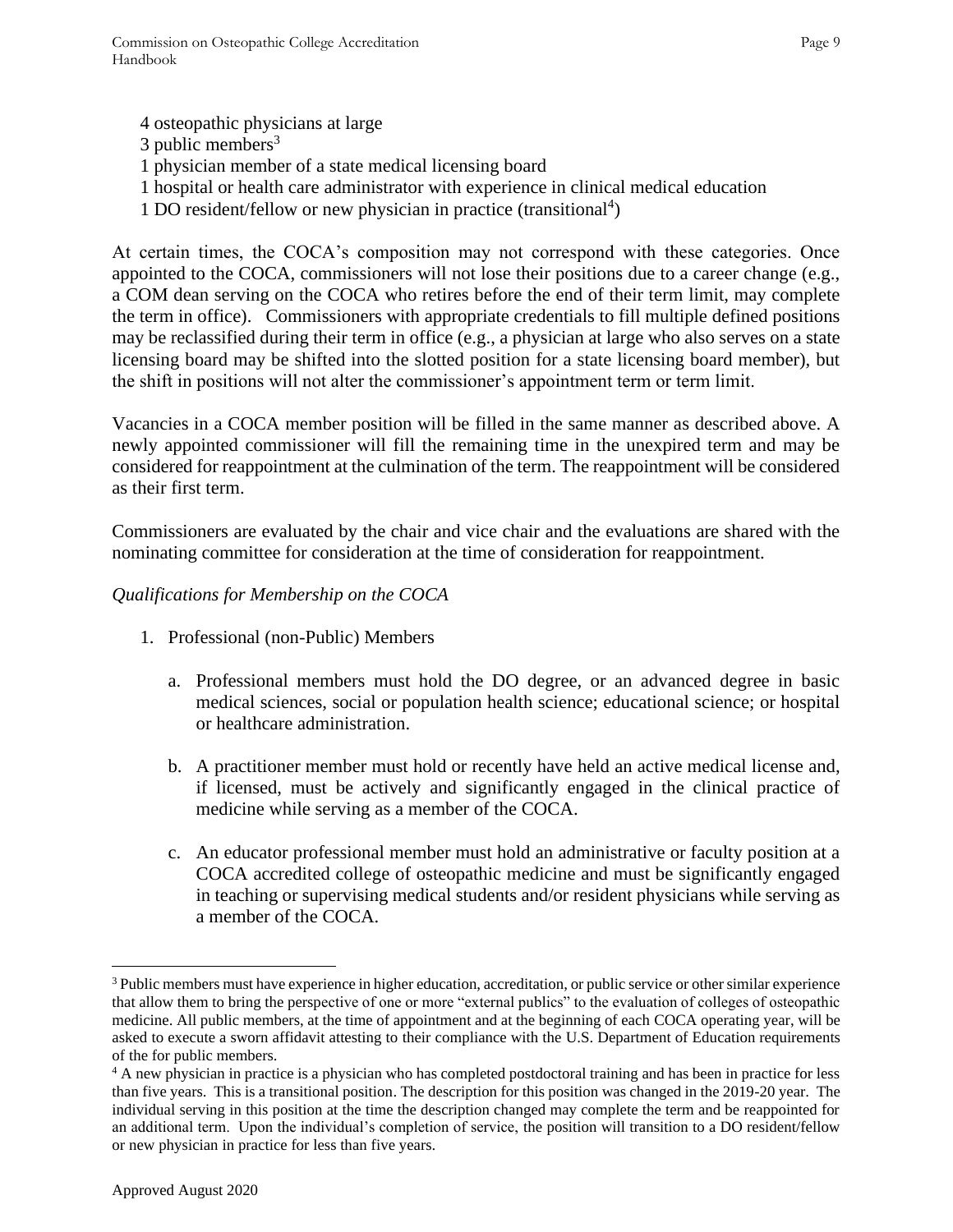4 osteopathic physicians at large
3 public members[3]
1 physician member of a state medical licensing board
1 hospital or health care administrator with experience in clinical medical education
1 DO resident/fellow or new physician in practice (transitional[4])

At certain times, the COCA's composition may not correspond with these categories. Once appointed to the COCA, commissioners will not lose their positions due to a career change (e.g., a COM dean serving on the COCA who retires before the end of their term limit, may complete the term in office). Commissioners with appropriate credentials to fill multiple defined positions may be reclassified during their term in office (e.g., a physician at large who also serves on a state licensing board may be shifted into the slotted position for a state licensing board member), but the shift in positions will not alter the commissioner's appointment term or term limit.

Vacancies in a COCA member position will be filled in the same manner as described above. A newly appointed commissioner will fill the remaining time in the unexpired term and may be considered for reappointment at the culmination of the term. The reappointment will be considered as their first term.

Commissioners are evaluated by the chair and vice chair and the evaluations are shared with the nominating committee for consideration at the time of consideration for reappointment.

*Qualifications for Membership on the COCA*

1. Professional (non-Public) Members

    a. Professional members must hold the DO degree, or an advanced degree in basic medical sciences, social or population health science; educational science; or hospital or healthcare administration.

    b. A practitioner member must hold or recently have held an active medical license and, if licensed, must be actively and significantly engaged in the clinical practice of medicine while serving as a member of the COCA.

    c. An educator professional member must hold an administrative or faculty position at a COCA accredited college of osteopathic medicine and must be significantly engaged in teaching or supervising medical students and/or resident physicians while serving as a member of the COCA.

---

[3] Public members must have experience in higher education, accreditation, or public service or other similar experience that allow them to bring the perspective of one or more "external publics" to the evaluation of colleges of osteopathic medicine. All public members, at the time of appointment and at the beginning of each COCA operating year, will be asked to execute a sworn affidavit attesting to their compliance with the U.S. Department of Education requirements of the for public members.

[4] A new physician in practice is a physician who has completed postdoctoral training and has been in practice for less than five years. This is a transitional position. The description for this position was changed in the 2019-20 year. The individual serving in this position at the time the description changed may complete the term and be reappointed for an additional term. Upon the individual's completion of service, the position will transition to a DO resident/fellow or new physician in practice for less than five years.

Approved August 2020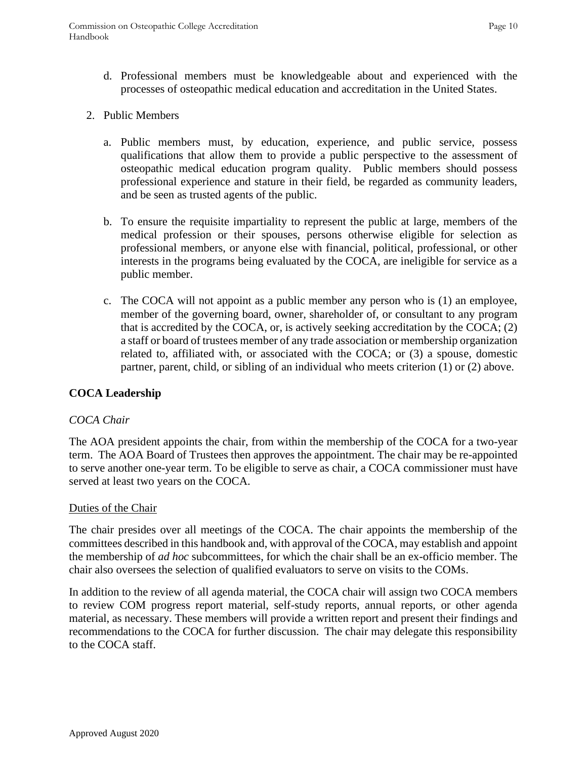d. Professional members must be knowledgeable about and experienced with the processes of osteopathic medical education and accreditation in the United States.

2. Public Members

   a. Public members must, by education, experience, and public service, possess qualifications that allow them to provide a public perspective to the assessment of osteopathic medical education program quality. Public members should possess professional experience and stature in their field, be regarded as community leaders, and be seen as trusted agents of the public.

   b. To ensure the requisite impartiality to represent the public at large, members of the medical profession or their spouses, persons otherwise eligible for selection as professional members, or anyone else with financial, political, professional, or other interests in the programs being evaluated by the COCA, are ineligible for service as a public member.

   c. The COCA will not appoint as a public member any person who is (1) an employee, member of the governing board, owner, shareholder of, or consultant to any program that is accredited by the COCA, or, is actively seeking accreditation by the COCA; (2) a staff or board of trustees member of any trade association or membership organization related to, affiliated with, or associated with the COCA; or (3) a spouse, domestic partner, parent, child, or sibling of an individual who meets criterion (1) or (2) above.

## COCA Leadership

*COCA Chair*

The AOA president appoints the chair, from within the membership of the COCA for a two-year term. The AOA Board of Trustees then approves the appointment. The chair may be re-appointed to serve another one-year term. To be eligible to serve as chair, a COCA commissioner must have served at least two years on the COCA.

<u>Duties of the Chair</u>

The chair presides over all meetings of the COCA. The chair appoints the membership of the committees described in this handbook and, with approval of the COCA, may establish and appoint the membership of *ad hoc* subcommittees, for which the chair shall be an ex-officio member. The chair also oversees the selection of qualified evaluators to serve on visits to the COMs.

In addition to the review of all agenda material, the COCA chair will assign two COCA members to review COM progress report material, self-study reports, annual reports, or other agenda material, as necessary. These members will provide a written report and present their findings and recommendations to the COCA for further discussion. The chair may delegate this responsibility to the COCA staff.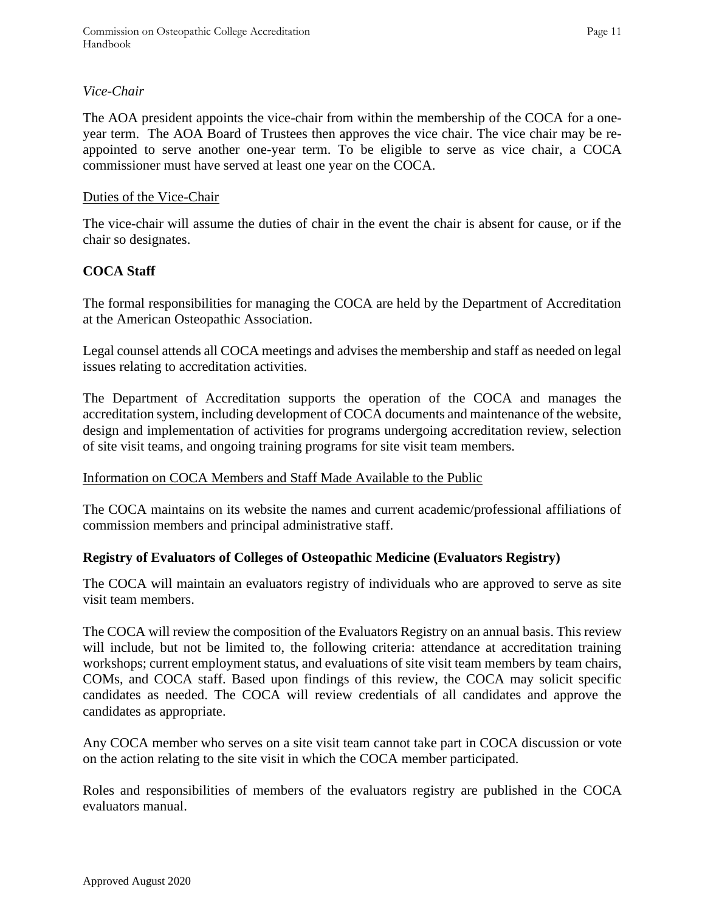*Vice-Chair*

The AOA president appoints the vice-chair from within the membership of the COCA for a one-year term. The AOA Board of Trustees then approves the vice chair. The vice chair may be re-appointed to serve another one-year term. To be eligible to serve as vice chair, a COCA commissioner must have served at least one year on the COCA.

Duties of the Vice-Chair

The vice-chair will assume the duties of chair in the event the chair is absent for cause, or if the chair so designates.

**COCA Staff**

The formal responsibilities for managing the COCA are held by the Department of Accreditation at the American Osteopathic Association.

Legal counsel attends all COCA meetings and advises the membership and staff as needed on legal issues relating to accreditation activities.

The Department of Accreditation supports the operation of the COCA and manages the accreditation system, including development of COCA documents and maintenance of the website, design and implementation of activities for programs undergoing accreditation review, selection of site visit teams, and ongoing training programs for site visit team members.

Information on COCA Members and Staff Made Available to the Public

The COCA maintains on its website the names and current academic/professional affiliations of commission members and principal administrative staff.

**Registry of Evaluators of Colleges of Osteopathic Medicine (Evaluators Registry)**

The COCA will maintain an evaluators registry of individuals who are approved to serve as site visit team members.

The COCA will review the composition of the Evaluators Registry on an annual basis. This review will include, but not be limited to, the following criteria: attendance at accreditation training workshops; current employment status, and evaluations of site visit team members by team chairs, COMs, and COCA staff. Based upon findings of this review, the COCA may solicit specific candidates as needed. The COCA will review credentials of all candidates and approve the candidates as appropriate.

Any COCA member who serves on a site visit team cannot take part in COCA discussion or vote on the action relating to the site visit in which the COCA member participated.

Roles and responsibilities of members of the evaluators registry are published in the COCA evaluators manual.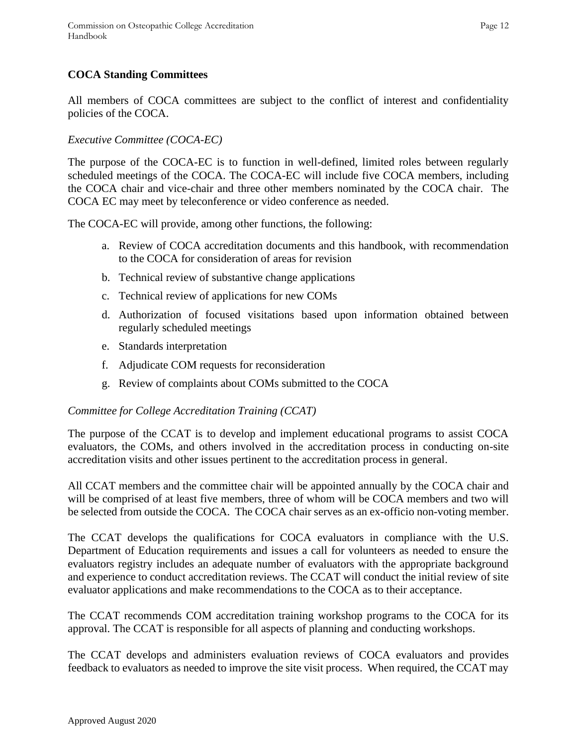## COCA Standing Committees

All members of COCA committees are subject to the conflict of interest and confidentiality policies of the COCA.

### *Executive Committee (COCA-EC)*

The purpose of the COCA-EC is to function in well-defined, limited roles between regularly scheduled meetings of the COCA. The COCA-EC will include five COCA members, including the COCA chair and vice-chair and three other members nominated by the COCA chair. The COCA EC may meet by teleconference or video conference as needed.

The COCA-EC will provide, among other functions, the following:

a. Review of COCA accreditation documents and this handbook, with recommendation to the COCA for consideration of areas for revision
b. Technical review of substantive change applications
c. Technical review of applications for new COMs
d. Authorization of focused visitations based upon information obtained between regularly scheduled meetings
e. Standards interpretation
f. Adjudicate COM requests for reconsideration
g. Review of complaints about COMs submitted to the COCA

### *Committee for College Accreditation Training (CCAT)*

The purpose of the CCAT is to develop and implement educational programs to assist COCA evaluators, the COMs, and others involved in the accreditation process in conducting on-site accreditation visits and other issues pertinent to the accreditation process in general.

All CCAT members and the committee chair will be appointed annually by the COCA chair and will be comprised of at least five members, three of whom will be COCA members and two will be selected from outside the COCA. The COCA chair serves as an ex-officio non-voting member.

The CCAT develops the qualifications for COCA evaluators in compliance with the U.S. Department of Education requirements and issues a call for volunteers as needed to ensure the evaluators registry includes an adequate number of evaluators with the appropriate background and experience to conduct accreditation reviews. The CCAT will conduct the initial review of site evaluator applications and make recommendations to the COCA as to their acceptance.

The CCAT recommends COM accreditation training workshop programs to the COCA for its approval. The CCAT is responsible for all aspects of planning and conducting workshops.

The CCAT develops and administers evaluation reviews of COCA evaluators and provides feedback to evaluators as needed to improve the site visit process. When required, the CCAT may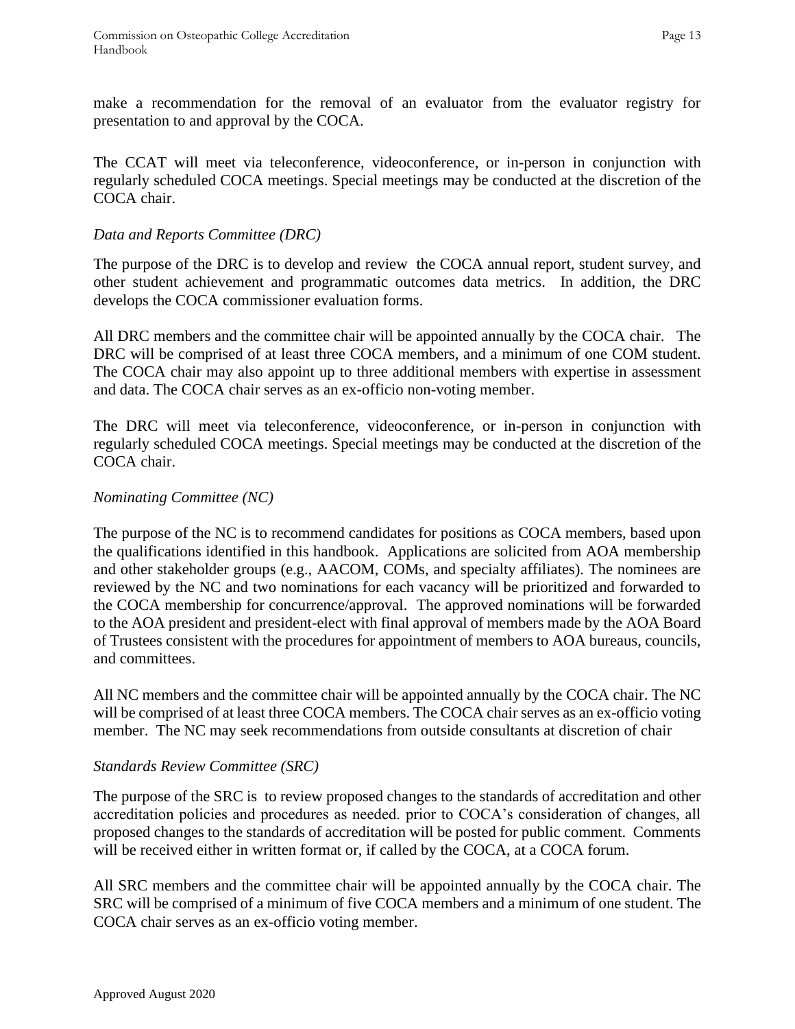make a recommendation for the removal of an evaluator from the evaluator registry for presentation to and approval by the COCA.

The CCAT will meet via teleconference, videoconference, or in-person in conjunction with regularly scheduled COCA meetings. Special meetings may be conducted at the discretion of the COCA chair.

*Data and Reports Committee (DRC)*

The purpose of the DRC is to develop and review the COCA annual report, student survey, and other student achievement and programmatic outcomes data metrics. In addition, the DRC develops the COCA commissioner evaluation forms.

All DRC members and the committee chair will be appointed annually by the COCA chair. The DRC will be comprised of at least three COCA members, and a minimum of one COM student. The COCA chair may also appoint up to three additional members with expertise in assessment and data. The COCA chair serves as an ex-officio non-voting member.

The DRC will meet via teleconference, videoconference, or in-person in conjunction with regularly scheduled COCA meetings. Special meetings may be conducted at the discretion of the COCA chair.

*Nominating Committee (NC)*

The purpose of the NC is to recommend candidates for positions as COCA members, based upon the qualifications identified in this handbook. Applications are solicited from AOA membership and other stakeholder groups (e.g., AACOM, COMs, and specialty affiliates). The nominees are reviewed by the NC and two nominations for each vacancy will be prioritized and forwarded to the COCA membership for concurrence/approval. The approved nominations will be forwarded to the AOA president and president-elect with final approval of members made by the AOA Board of Trustees consistent with the procedures for appointment of members to AOA bureaus, councils, and committees.

All NC members and the committee chair will be appointed annually by the COCA chair. The NC will be comprised of at least three COCA members. The COCA chair serves as an ex-officio voting member. The NC may seek recommendations from outside consultants at discretion of chair

*Standards Review Committee (SRC)*

The purpose of the SRC is to review proposed changes to the standards of accreditation and other accreditation policies and procedures as needed. prior to COCA's consideration of changes, all proposed changes to the standards of accreditation will be posted for public comment. Comments will be received either in written format or, if called by the COCA, at a COCA forum.

All SRC members and the committee chair will be appointed annually by the COCA chair. The SRC will be comprised of a minimum of five COCA members and a minimum of one student. The COCA chair serves as an ex-officio voting member.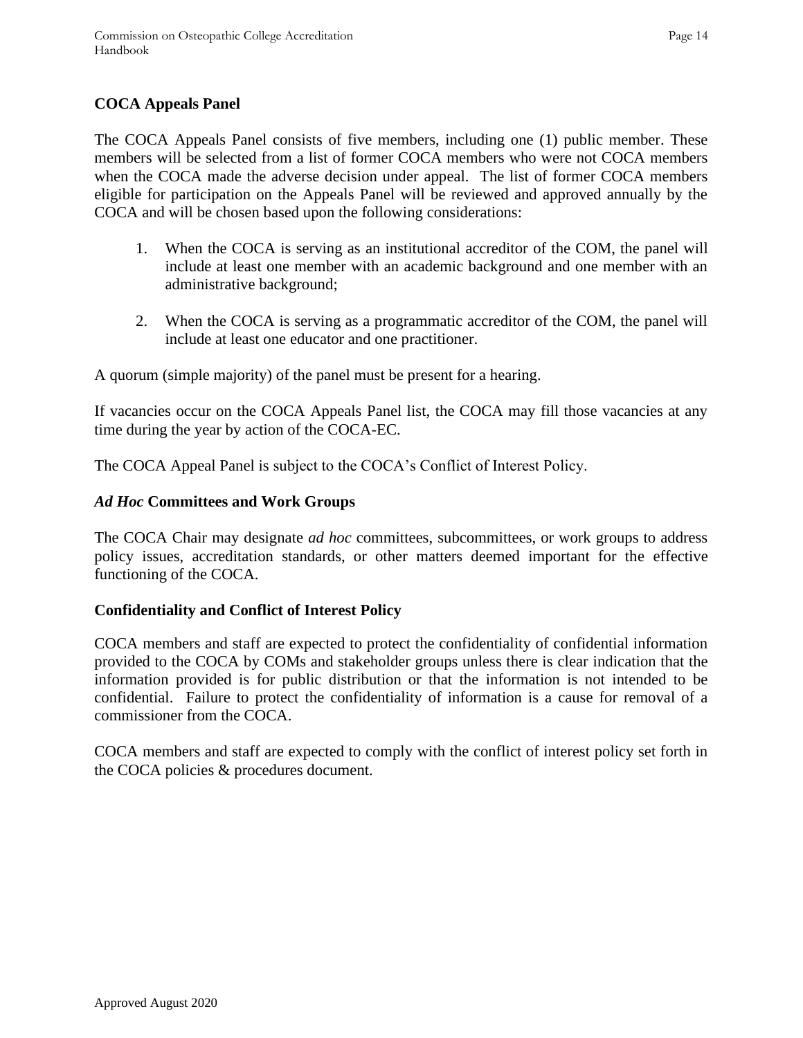### COCA Appeals Panel

The COCA Appeals Panel consists of five members, including one (1) public member. These members will be selected from a list of former COCA members who were not COCA members when the COCA made the adverse decision under appeal. The list of former COCA members eligible for participation on the Appeals Panel will be reviewed and approved annually by the COCA and will be chosen based upon the following considerations:

1. When the COCA is serving as an institutional accreditor of the COM, the panel will include at least one member with an academic background and one member with an administrative background;

2. When the COCA is serving as a programmatic accreditor of the COM, the panel will include at least one educator and one practitioner.

A quorum (simple majority) of the panel must be present for a hearing.

If vacancies occur on the COCA Appeals Panel list, the COCA may fill those vacancies at any time during the year by action of the COCA-EC.

The COCA Appeal Panel is subject to the COCA's Conflict of Interest Policy.

### *Ad Hoc* Committees and Work Groups

The COCA Chair may designate *ad hoc* committees, subcommittees, or work groups to address policy issues, accreditation standards, or other matters deemed important for the effective functioning of the COCA.

### Confidentiality and Conflict of Interest Policy

COCA members and staff are expected to protect the confidentiality of confidential information provided to the COCA by COMs and stakeholder groups unless there is clear indication that the information provided is for public distribution or that the information is not intended to be confidential. Failure to protect the confidentiality of information is a cause for removal of a commissioner from the COCA.

COCA members and staff are expected to comply with the conflict of interest policy set forth in the COCA policies & procedures document.